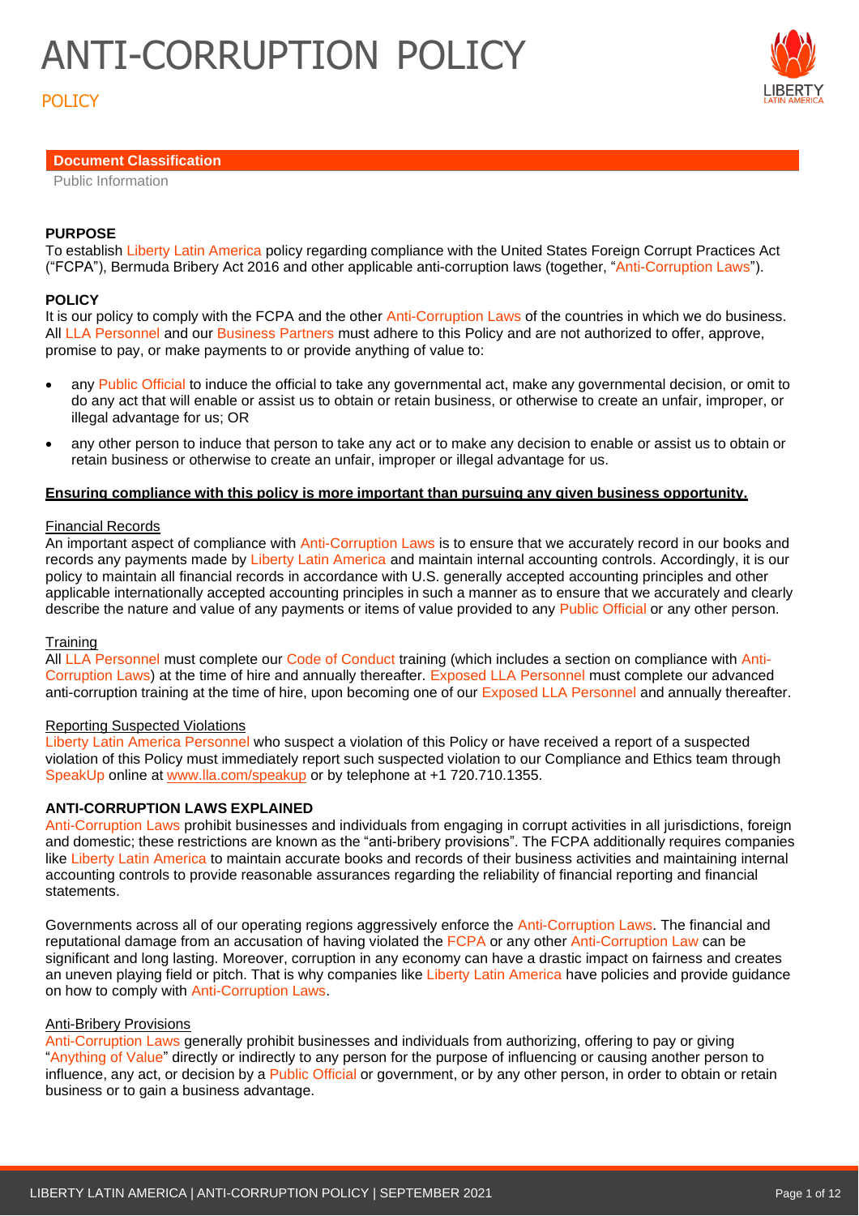# ANTI-CORRUPTION POLICY

POLICY

**Document Classification**

Public Information

**PURPOSE**

To establish Liberty Latin America policy regarding compliance with the United States Foreign Corrupt Practices Act ("FCPA"), Bermuda Bribery Act 2016 and other applicable anti-corruption laws (together, "Anti-Corruption Laws").

**POLICY**

It is our policy to comply with the FCPA and the other Anti-Corruption Laws of the countries in which we do business. All LLA Personnel and our Business Partners must adhere to this Policy and are not authorized to offer, approve, promise to pay, or make payments to or provide anything of value to:

- any Public Official to induce the official to take any governmental act, make any governmental decision, or omit to do any act that will enable or assist us to obtain or retain business, or otherwise to create an unfair, improper, or illegal advantage for us; OR
- any other person to induce that person to take any act or to make any decision to enable or assist us to obtain or retain business or otherwise to create an unfair, improper or illegal advantage for us.

**Ensuring compliance with this policy is more important than pursuing any given business opportunity.**

Financial Records

An important aspect of compliance with Anti-Corruption Laws is to ensure that we accurately record in our books and records any payments made by Liberty Latin America and maintain internal accounting controls. Accordingly, it is our policy to maintain all financial records in accordance with U.S. generally accepted accounting principles and other applicable internationally accepted accounting principles in such a manner as to ensure that we accurately and clearly describe the nature and value of any payments or items of value provided to any Public Official or any other person.

Training

All LLA Personnel must complete our Code of Conduct training (which includes a section on compliance with Anti-Corruption Laws) at the time of hire and annually thereafter. Exposed LLA Personnel must complete our advanced anti-corruption training at the time of hire, upon becoming one of our Exposed LLA Personnel and annually thereafter.

Reporting Suspected Violations

Liberty Latin America Personnel who suspect a violation of this Policy or have received a report of a suspected violation of this Policy must immediately report such suspected violation to our Compliance and Ethics team through SpeakUp online at www.lla.com/speakup or by telephone at +1 720.710.1355.

**ANTI-CORRUPTION LAWS EXPLAINED**

Anti-Corruption Laws prohibit businesses and individuals from engaging in corrupt activities in all jurisdictions, foreign and domestic; these restrictions are known as the "anti-bribery provisions". The FCPA additionally requires companies like Liberty Latin America to maintain accurate books and records of their business activities and maintaining internal accounting controls to provide reasonable assurances regarding the reliability of financial reporting and financial statements.

Governments across all of our operating regions aggressively enforce the Anti-Corruption Laws. The financial and reputational damage from an accusation of having violated the FCPA or any other Anti-Corruption Law can be significant and long lasting. Moreover, corruption in any economy can have a drastic impact on fairness and creates an uneven playing field or pitch. That is why companies like Liberty Latin America have policies and provide guidance on how to comply with Anti-Corruption Laws.

Anti-Bribery Provisions

Anti-Corruption Laws generally prohibit businesses and individuals from authorizing, offering to pay or giving "Anything of Value" directly or indirectly to any person for the purpose of influencing or causing another person to influence, any act, or decision by a Public Official or government, or by any other person, in order to obtain or retain business or to gain a business advantage.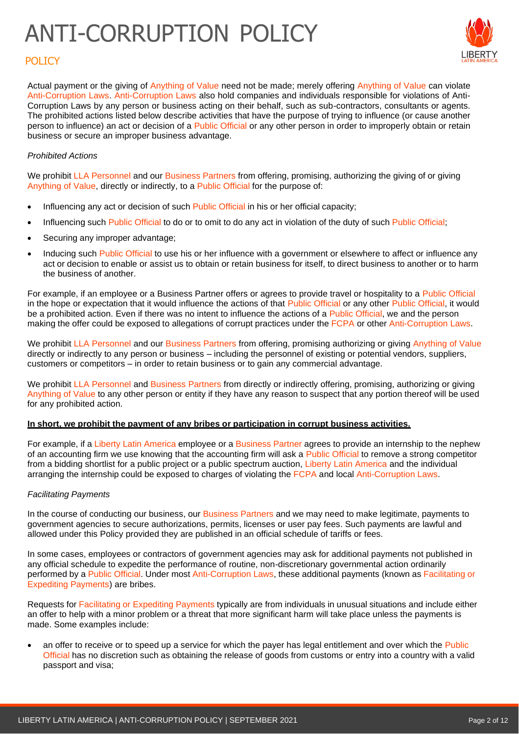# ANTI-CORRUPTION POLICY

## POLICY

Actual payment or the giving of Anything of Value need not be made; merely offering Anything of Value can violate Anti-Corruption Laws. Anti-Corruption Laws also hold companies and individuals responsible for violations of Anti-Corruption Laws by any person or business acting on their behalf, such as sub-contractors, consultants or agents. The prohibited actions listed below describe activities that have the purpose of trying to influence (or cause another person to influence) an act or decision of a Public Official or any other person in order to improperly obtain or retain business or secure an improper business advantage.

*Prohibited Actions*

We prohibit LLA Personnel and our Business Partners from offering, promising, authorizing the giving of or giving Anything of Value, directly or indirectly, to a Public Official for the purpose of:

- Influencing any act or decision of such Public Official in his or her official capacity;
- Influencing such Public Official to do or to omit to do any act in violation of the duty of such Public Official;
- Securing any improper advantage;
- Inducing such Public Official to use his or her influence with a government or elsewhere to affect or influence any act or decision to enable or assist us to obtain or retain business for itself, to direct business to another or to harm the business of another.

For example, if an employee or a Business Partner offers or agrees to provide travel or hospitality to a Public Official in the hope or expectation that it would influence the actions of that Public Official or any other Public Official, it would be a prohibited action. Even if there was no intent to influence the actions of a Public Official, we and the person making the offer could be exposed to allegations of corrupt practices under the FCPA or other Anti-Corruption Laws.

We prohibit LLA Personnel and our Business Partners from offering, promising authorizing or giving Anything of Value directly or indirectly to any person or business – including the personnel of existing or potential vendors, suppliers, customers or competitors – in order to retain business or to gain any commercial advantage.

We prohibit LLA Personnel and Business Partners from directly or indirectly offering, promising, authorizing or giving Anything of Value to any other person or entity if they have any reason to suspect that any portion thereof will be used for any prohibited action.

**In short, we prohibit the payment of any bribes or participation in corrupt business activities.**

For example, if a Liberty Latin America employee or a Business Partner agrees to provide an internship to the nephew of an accounting firm we use knowing that the accounting firm will ask a Public Official to remove a strong competitor from a bidding shortlist for a public project or a public spectrum auction, Liberty Latin America and the individual arranging the internship could be exposed to charges of violating the FCPA and local Anti-Corruption Laws.

*Facilitating Payments*

In the course of conducting our business, our Business Partners and we may need to make legitimate, payments to government agencies to secure authorizations, permits, licenses or user pay fees. Such payments are lawful and allowed under this Policy provided they are published in an official schedule of tariffs or fees.

In some cases, employees or contractors of government agencies may ask for additional payments not published in any official schedule to expedite the performance of routine, non-discretionary governmental action ordinarily performed by a Public Official. Under most Anti-Corruption Laws, these additional payments (known as Facilitating or Expediting Payments) are bribes.

Requests for Facilitating or Expediting Payments typically are from individuals in unusual situations and include either an offer to help with a minor problem or a threat that more significant harm will take place unless the payments is made. Some examples include:

- an offer to receive or to speed up a service for which the payer has legal entitlement and over which the Public Official has no discretion such as obtaining the release of goods from customs or entry into a country with a valid passport and visa;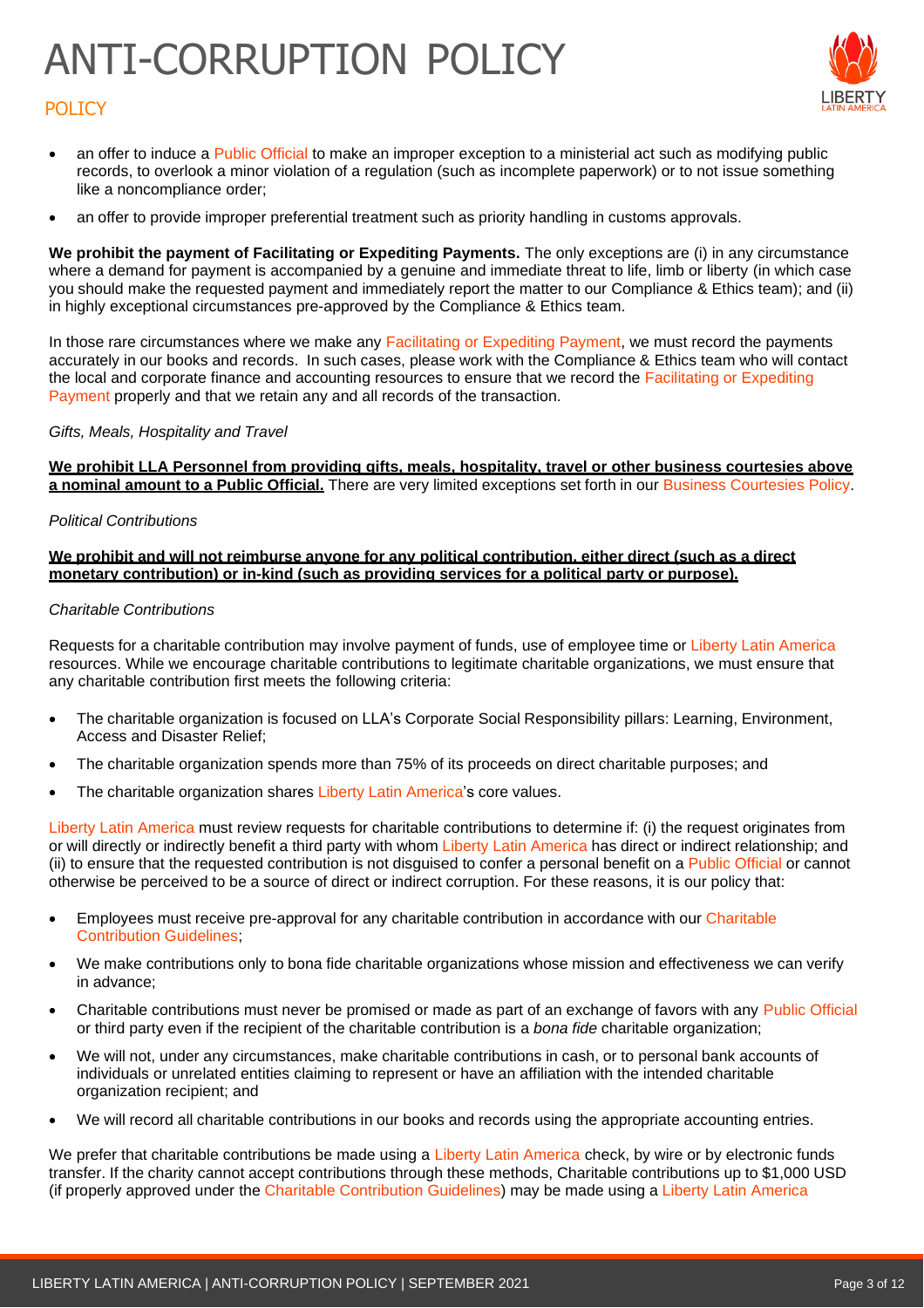- an offer to induce a Public Official to make an improper exception to a ministerial act such as modifying public records, to overlook a minor violation of a regulation (such as incomplete paperwork) or to not issue something like a noncompliance order;
- an offer to provide improper preferential treatment such as priority handling in customs approvals.

**We prohibit the payment of Facilitating or Expediting Payments.** The only exceptions are (i) in any circumstance where a demand for payment is accompanied by a genuine and immediate threat to life, limb or liberty (in which case you should make the requested payment and immediately report the matter to our Compliance & Ethics team); and (ii) in highly exceptional circumstances pre-approved by the Compliance & Ethics team.

In those rare circumstances where we make any Facilitating or Expediting Payment, we must record the payments accurately in our books and records. In such cases, please work with the Compliance & Ethics team who will contact the local and corporate finance and accounting resources to ensure that we record the Facilitating or Expediting Payment properly and that we retain any and all records of the transaction.

*Gifts, Meals, Hospitality and Travel*

**We prohibit LLA Personnel from providing gifts, meals, hospitality, travel or other business courtesies above a nominal amount to a Public Official.** There are very limited exceptions set forth in our Business Courtesies Policy.

*Political Contributions*

**We prohibit and will not reimburse anyone for any political contribution, either direct (such as a direct monetary contribution) or in-kind (such as providing services for a political party or purpose).**

*Charitable Contributions*

Requests for a charitable contribution may involve payment of funds, use of employee time or Liberty Latin America resources. While we encourage charitable contributions to legitimate charitable organizations, we must ensure that any charitable contribution first meets the following criteria:

- The charitable organization is focused on LLA's Corporate Social Responsibility pillars: Learning, Environment, Access and Disaster Relief;
- The charitable organization spends more than 75% of its proceeds on direct charitable purposes; and
- The charitable organization shares Liberty Latin America's core values.

Liberty Latin America must review requests for charitable contributions to determine if: (i) the request originates from or will directly or indirectly benefit a third party with whom Liberty Latin America has direct or indirect relationship; and (ii) to ensure that the requested contribution is not disguised to confer a personal benefit on a Public Official or cannot otherwise be perceived to be a source of direct or indirect corruption. For these reasons, it is our policy that:

- Employees must receive pre-approval for any charitable contribution in accordance with our Charitable Contribution Guidelines;
- We make contributions only to bona fide charitable organizations whose mission and effectiveness we can verify in advance;
- Charitable contributions must never be promised or made as part of an exchange of favors with any Public Official or third party even if the recipient of the charitable contribution is a *bona fide* charitable organization;
- We will not, under any circumstances, make charitable contributions in cash, or to personal bank accounts of individuals or unrelated entities claiming to represent or have an affiliation with the intended charitable organization recipient; and
- We will record all charitable contributions in our books and records using the appropriate accounting entries.

We prefer that charitable contributions be made using a Liberty Latin America check, by wire or by electronic funds transfer. If the charity cannot accept contributions through these methods, Charitable contributions up to $1,000 USD (if properly approved under the Charitable Contribution Guidelines) may be made using a Liberty Latin America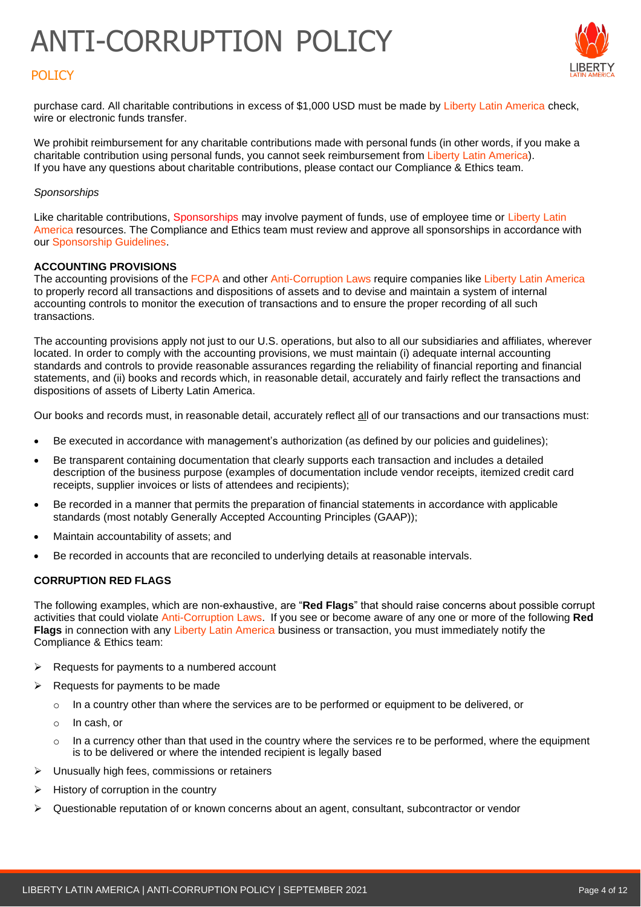purchase card. All charitable contributions in excess of $1,000 USD must be made by Liberty Latin America check, wire or electronic funds transfer.

We prohibit reimbursement for any charitable contributions made with personal funds (in other words, if you make a charitable contribution using personal funds, you cannot seek reimbursement from Liberty Latin America). If you have any questions about charitable contributions, please contact our Compliance & Ethics team.

*Sponsorships*

Like charitable contributions, Sponsorships may involve payment of funds, use of employee time or Liberty Latin America resources. The Compliance and Ethics team must review and approve all sponsorships in accordance with our Sponsorship Guidelines.

**ACCOUNTING PROVISIONS**

The accounting provisions of the FCPA and other Anti-Corruption Laws require companies like Liberty Latin America to properly record all transactions and dispositions of assets and to devise and maintain a system of internal accounting controls to monitor the execution of transactions and to ensure the proper recording of all such transactions.

The accounting provisions apply not just to our U.S. operations, but also to all our subsidiaries and affiliates, wherever located. In order to comply with the accounting provisions, we must maintain (i) adequate internal accounting standards and controls to provide reasonable assurances regarding the reliability of financial reporting and financial statements, and (ii) books and records which, in reasonable detail, accurately and fairly reflect the transactions and dispositions of assets of Liberty Latin America.

Our books and records must, in reasonable detail, accurately reflect <u>all</u> of our transactions and our transactions must:

- Be executed in accordance with management's authorization (as defined by our policies and guidelines);
- Be transparent containing documentation that clearly supports each transaction and includes a detailed description of the business purpose (examples of documentation include vendor receipts, itemized credit card receipts, supplier invoices or lists of attendees and recipients);
- Be recorded in a manner that permits the preparation of financial statements in accordance with applicable standards (most notably Generally Accepted Accounting Principles (GAAP));
- Maintain accountability of assets; and
- Be recorded in accounts that are reconciled to underlying details at reasonable intervals.

**CORRUPTION RED FLAGS**

The following examples, which are non-exhaustive, are "**Red Flags**" that should raise concerns about possible corrupt activities that could violate Anti-Corruption Laws. If you see or become aware of any one or more of the following **Red Flags** in connection with any Liberty Latin America business or transaction, you must immediately notify the Compliance & Ethics team:

- Requests for payments to a numbered account
- Requests for payments to be made
  - In a country other than where the services are to be performed or equipment to be delivered, or
  - In cash, or
  - In a currency other than that used in the country where the services re to be performed, where the equipment is to be delivered or where the intended recipient is legally based
- Unusually high fees, commissions or retainers
- History of corruption in the country
- Questionable reputation of or known concerns about an agent, consultant, subcontractor or vendor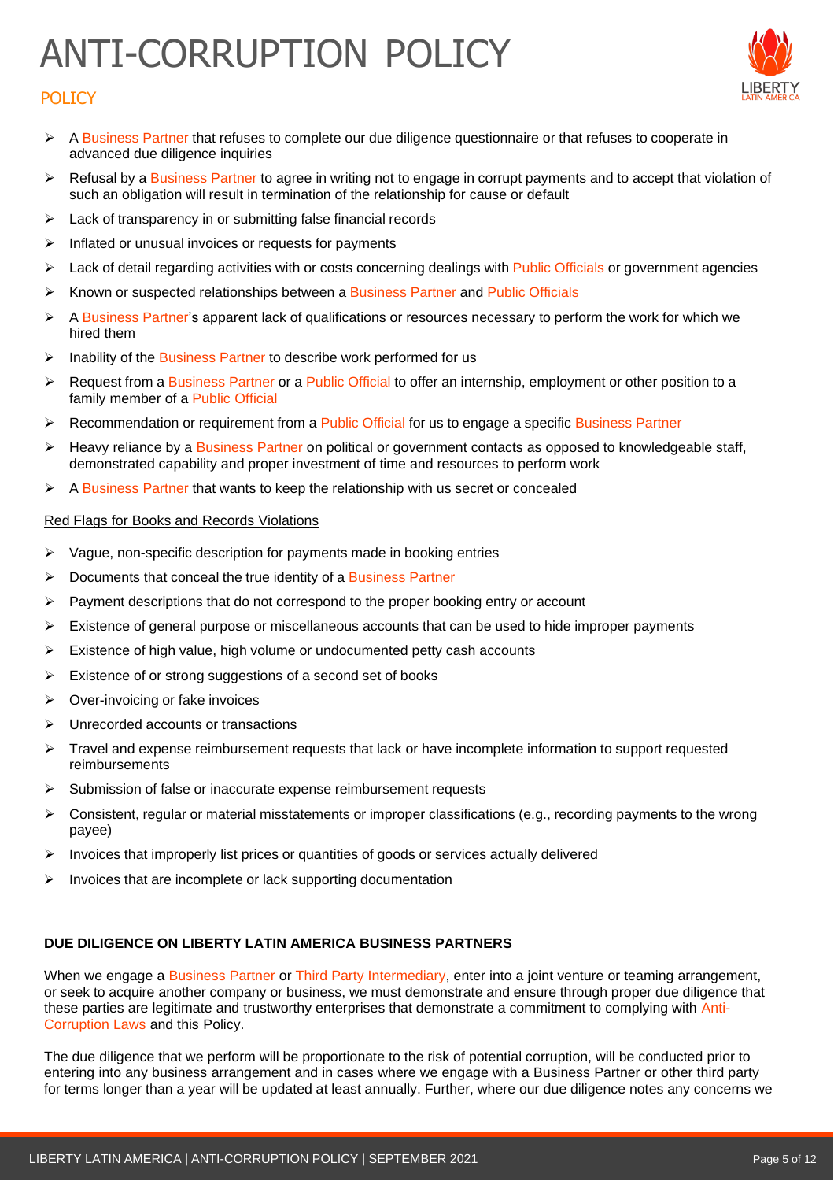- A Business Partner that refuses to complete our due diligence questionnaire or that refuses to cooperate in advanced due diligence inquiries
- Refusal by a Business Partner to agree in writing not to engage in corrupt payments and to accept that violation of such an obligation will result in termination of the relationship for cause or default
- Lack of transparency in or submitting false financial records
- Inflated or unusual invoices or requests for payments
- Lack of detail regarding activities with or costs concerning dealings with Public Officials or government agencies
- Known or suspected relationships between a Business Partner and Public Officials
- A Business Partner's apparent lack of qualifications or resources necessary to perform the work for which we hired them
- Inability of the Business Partner to describe work performed for us
- Request from a Business Partner or a Public Official to offer an internship, employment or other position to a family member of a Public Official
- Recommendation or requirement from a Public Official for us to engage a specific Business Partner
- Heavy reliance by a Business Partner on political or government contacts as opposed to knowledgeable staff, demonstrated capability and proper investment of time and resources to perform work
- A Business Partner that wants to keep the relationship with us secret or concealed

Red Flags for Books and Records Violations

- Vague, non-specific description for payments made in booking entries
- Documents that conceal the true identity of a Business Partner
- Payment descriptions that do not correspond to the proper booking entry or account
- Existence of general purpose or miscellaneous accounts that can be used to hide improper payments
- Existence of high value, high volume or undocumented petty cash accounts
- Existence of or strong suggestions of a second set of books
- Over-invoicing or fake invoices
- Unrecorded accounts or transactions
- Travel and expense reimbursement requests that lack or have incomplete information to support requested reimbursements
- Submission of false or inaccurate expense reimbursement requests
- Consistent, regular or material misstatements or improper classifications (e.g., recording payments to the wrong payee)
- Invoices that improperly list prices or quantities of goods or services actually delivered
- Invoices that are incomplete or lack supporting documentation

**DUE DILIGENCE ON LIBERTY LATIN AMERICA BUSINESS PARTNERS**

When we engage a Business Partner or Third Party Intermediary, enter into a joint venture or teaming arrangement, or seek to acquire another company or business, we must demonstrate and ensure through proper due diligence that these parties are legitimate and trustworthy enterprises that demonstrate a commitment to complying with Anti-Corruption Laws and this Policy.

The due diligence that we perform will be proportionate to the risk of potential corruption, will be conducted prior to entering into any business arrangement and in cases where we engage with a Business Partner or other third party for terms longer than a year will be updated at least annually. Further, where our due diligence notes any concerns we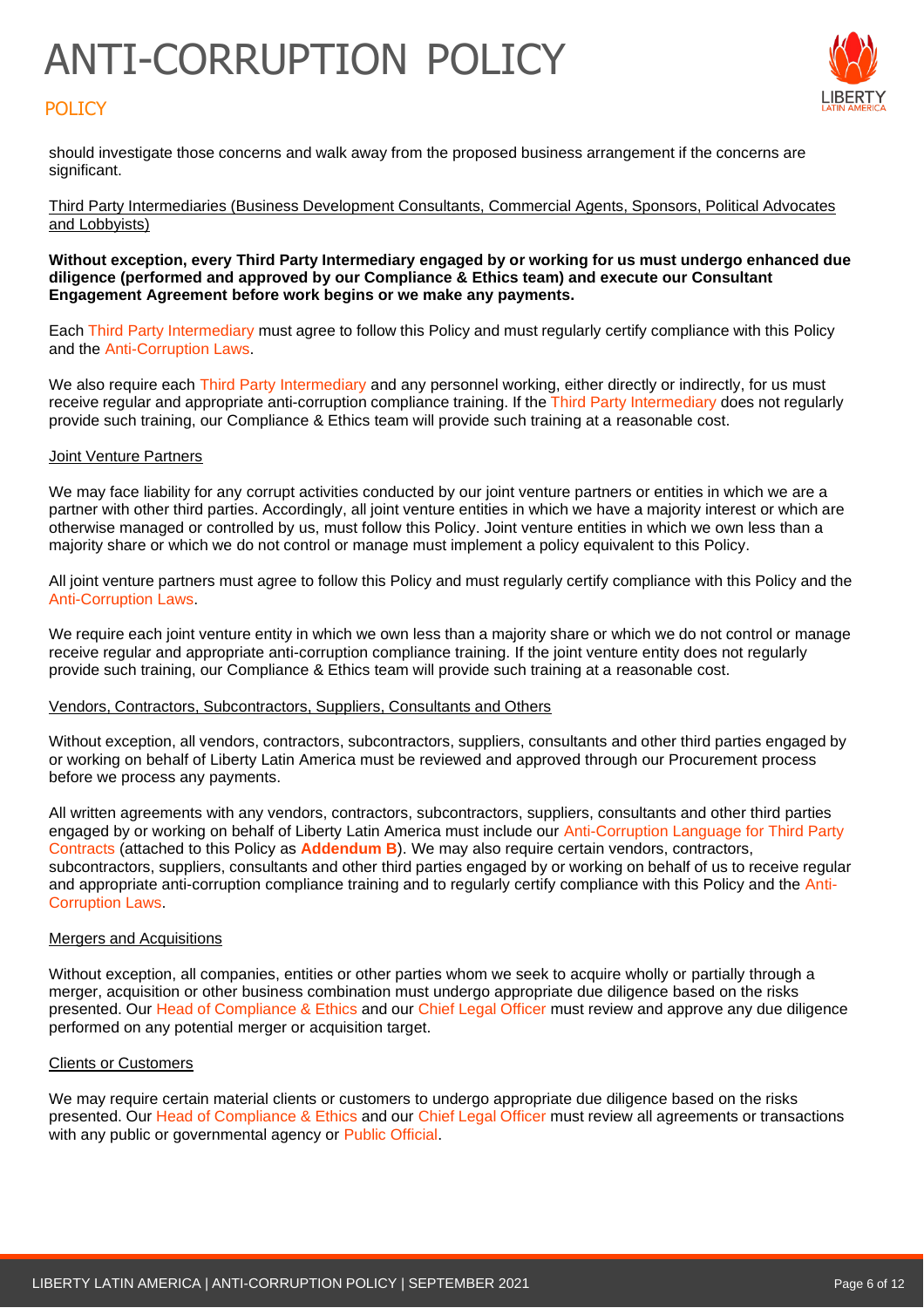should investigate those concerns and walk away from the proposed business arrangement if the concerns are significant.

Third Party Intermediaries (Business Development Consultants, Commercial Agents, Sponsors, Political Advocates and Lobbyists)

**Without exception, every Third Party Intermediary engaged by or working for us must undergo enhanced due diligence (performed and approved by our Compliance & Ethics team) and execute our Consultant Engagement Agreement before work begins or we make any payments.**

Each Third Party Intermediary must agree to follow this Policy and must regularly certify compliance with this Policy and the Anti-Corruption Laws.

We also require each Third Party Intermediary and any personnel working, either directly or indirectly, for us must receive regular and appropriate anti-corruption compliance training. If the Third Party Intermediary does not regularly provide such training, our Compliance & Ethics team will provide such training at a reasonable cost.

Joint Venture Partners

We may face liability for any corrupt activities conducted by our joint venture partners or entities in which we are a partner with other third parties. Accordingly, all joint venture entities in which we have a majority interest or which are otherwise managed or controlled by us, must follow this Policy. Joint venture entities in which we own less than a majority share or which we do not control or manage must implement a policy equivalent to this Policy.

All joint venture partners must agree to follow this Policy and must regularly certify compliance with this Policy and the Anti-Corruption Laws.

We require each joint venture entity in which we own less than a majority share or which we do not control or manage receive regular and appropriate anti-corruption compliance training. If the joint venture entity does not regularly provide such training, our Compliance & Ethics team will provide such training at a reasonable cost.

Vendors, Contractors, Subcontractors, Suppliers, Consultants and Others

Without exception, all vendors, contractors, subcontractors, suppliers, consultants and other third parties engaged by or working on behalf of Liberty Latin America must be reviewed and approved through our Procurement process before we process any payments.

All written agreements with any vendors, contractors, subcontractors, suppliers, consultants and other third parties engaged by or working on behalf of Liberty Latin America must include our Anti-Corruption Language for Third Party Contracts (attached to this Policy as **Addendum B**). We may also require certain vendors, contractors, subcontractors, suppliers, consultants and other third parties engaged by or working on behalf of us to receive regular and appropriate anti-corruption compliance training and to regularly certify compliance with this Policy and the Anti-Corruption Laws.

Mergers and Acquisitions

Without exception, all companies, entities or other parties whom we seek to acquire wholly or partially through a merger, acquisition or other business combination must undergo appropriate due diligence based on the risks presented. Our Head of Compliance & Ethics and our Chief Legal Officer must review and approve any due diligence performed on any potential merger or acquisition target.

Clients or Customers

We may require certain material clients or customers to undergo appropriate due diligence based on the risks presented. Our Head of Compliance & Ethics and our Chief Legal Officer must review all agreements or transactions with any public or governmental agency or Public Official.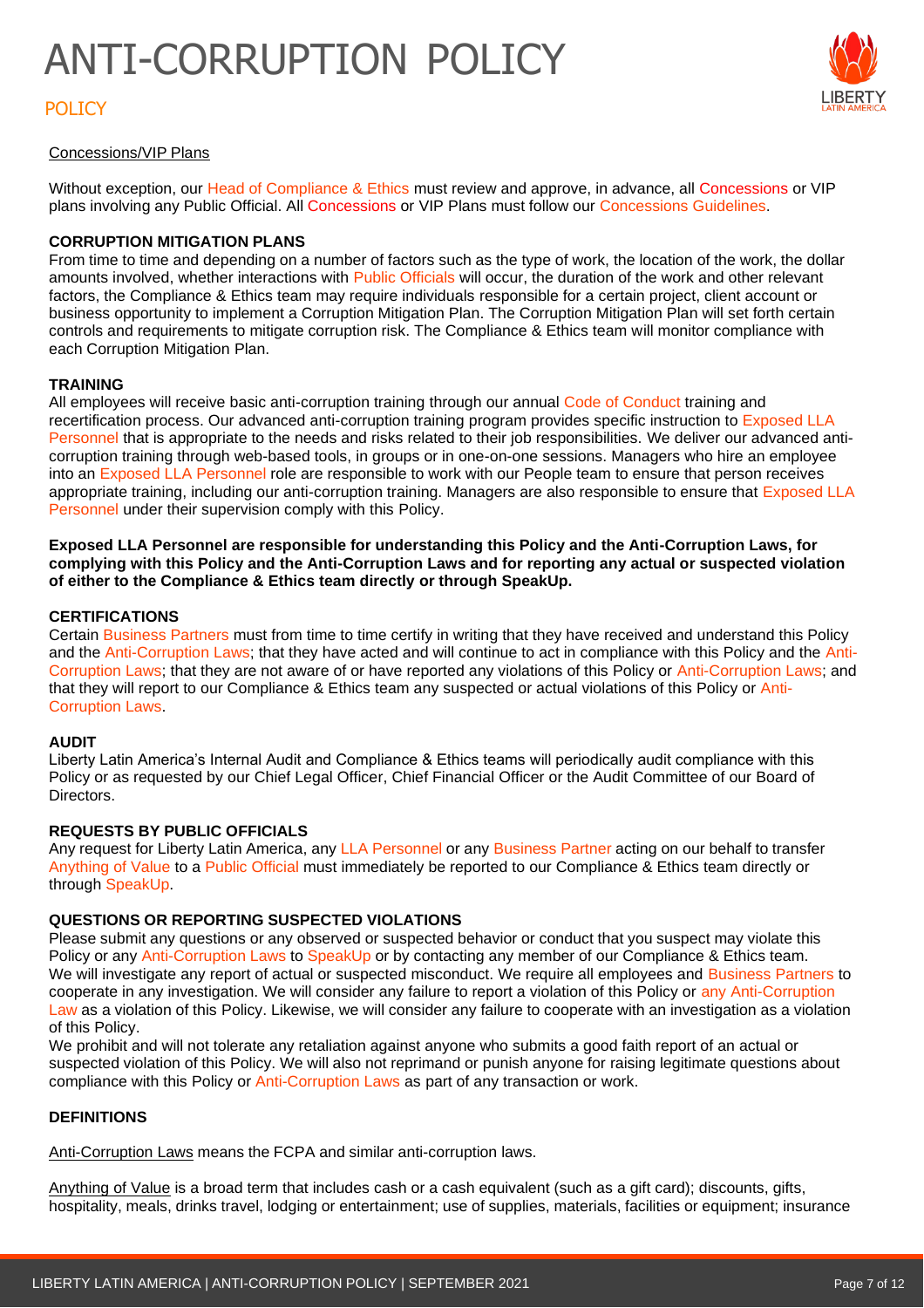Concessions/VIP Plans

Without exception, our Head of Compliance & Ethics must review and approve, in advance, all Concessions or VIP plans involving any Public Official. All Concessions or VIP Plans must follow our Concessions Guidelines.

## CORRUPTION MITIGATION PLANS

From time to time and depending on a number of factors such as the type of work, the location of the work, the dollar amounts involved, whether interactions with Public Officials will occur, the duration of the work and other relevant factors, the Compliance & Ethics team may require individuals responsible for a certain project, client account or business opportunity to implement a Corruption Mitigation Plan. The Corruption Mitigation Plan will set forth certain controls and requirements to mitigate corruption risk. The Compliance & Ethics team will monitor compliance with each Corruption Mitigation Plan.

## TRAINING

All employees will receive basic anti-corruption training through our annual Code of Conduct training and recertification process. Our advanced anti-corruption training program provides specific instruction to Exposed LLA Personnel that is appropriate to the needs and risks related to their job responsibilities. We deliver our advanced anti-corruption training through web-based tools, in groups or in one-on-one sessions. Managers who hire an employee into an Exposed LLA Personnel role are responsible to work with our People team to ensure that person receives appropriate training, including our anti-corruption training. Managers are also responsible to ensure that Exposed LLA Personnel under their supervision comply with this Policy.

**Exposed LLA Personnel are responsible for understanding this Policy and the Anti-Corruption Laws, for complying with this Policy and the Anti-Corruption Laws and for reporting any actual or suspected violation of either to the Compliance & Ethics team directly or through SpeakUp.**

## CERTIFICATIONS

Certain Business Partners must from time to time certify in writing that they have received and understand this Policy and the Anti-Corruption Laws; that they have acted and will continue to act in compliance with this Policy and the Anti-Corruption Laws; that they are not aware of or have reported any violations of this Policy or Anti-Corruption Laws; and that they will report to our Compliance & Ethics team any suspected or actual violations of this Policy or Anti-Corruption Laws.

## AUDIT

Liberty Latin America's Internal Audit and Compliance & Ethics teams will periodically audit compliance with this Policy or as requested by our Chief Legal Officer, Chief Financial Officer or the Audit Committee of our Board of Directors.

## REQUESTS BY PUBLIC OFFICIALS

Any request for Liberty Latin America, any LLA Personnel or any Business Partner acting on our behalf to transfer Anything of Value to a Public Official must immediately be reported to our Compliance & Ethics team directly or through SpeakUp.

## QUESTIONS OR REPORTING SUSPECTED VIOLATIONS

Please submit any questions or any observed or suspected behavior or conduct that you suspect may violate this Policy or any Anti-Corruption Laws to SpeakUp or by contacting any member of our Compliance & Ethics team. We will investigate any report of actual or suspected misconduct. We require all employees and Business Partners to cooperate in any investigation. We will consider any failure to report a violation of this Policy or any Anti-Corruption Law as a violation of this Policy. Likewise, we will consider any failure to cooperate with an investigation as a violation of this Policy.

We prohibit and will not tolerate any retaliation against anyone who submits a good faith report of an actual or suspected violation of this Policy. We will also not reprimand or punish anyone for raising legitimate questions about compliance with this Policy or Anti-Corruption Laws as part of any transaction or work.

## DEFINITIONS

Anti-Corruption Laws means the FCPA and similar anti-corruption laws.

Anything of Value is a broad term that includes cash or a cash equivalent (such as a gift card); discounts, gifts, hospitality, meals, drinks travel, lodging or entertainment; use of supplies, materials, facilities or equipment; insurance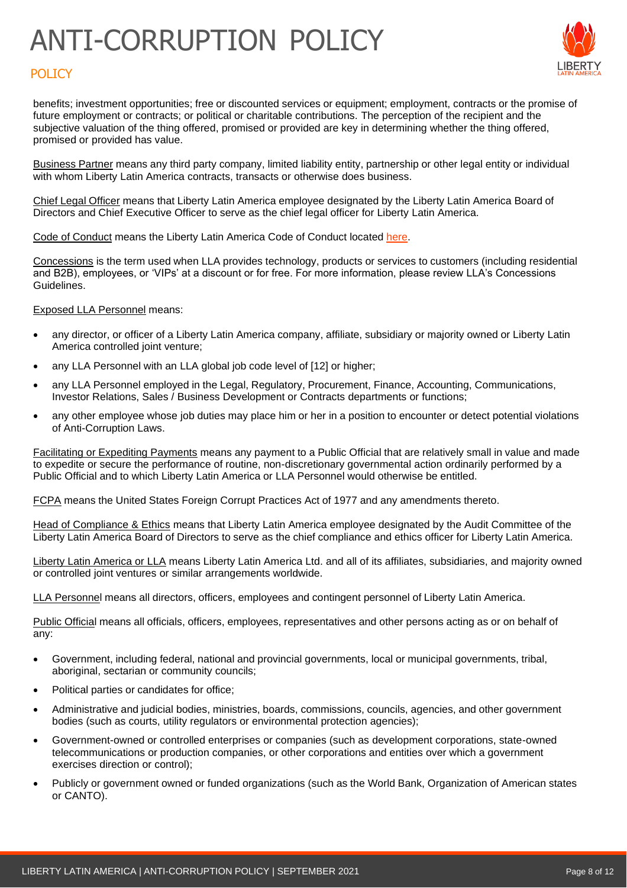benefits; investment opportunities; free or discounted services or equipment; employment, contracts or the promise of future employment or contracts; or political or charitable contributions. The perception of the recipient and the subjective valuation of the thing offered, promised or provided are key in determining whether the thing offered, promised or provided has value.

Business Partner means any third party company, limited liability entity, partnership or other legal entity or individual with whom Liberty Latin America contracts, transacts or otherwise does business.

Chief Legal Officer means that Liberty Latin America employee designated by the Liberty Latin America Board of Directors and Chief Executive Officer to serve as the chief legal officer for Liberty Latin America.

Code of Conduct means the Liberty Latin America Code of Conduct located here.

Concessions is the term used when LLA provides technology, products or services to customers (including residential and B2B), employees, or 'VIPs' at a discount or for free. For more information, please review LLA's Concessions Guidelines.

Exposed LLA Personnel means:

- any director, or officer of a Liberty Latin America company, affiliate, subsidiary or majority owned or Liberty Latin America controlled joint venture;
- any LLA Personnel with an LLA global job code level of [12] or higher;
- any LLA Personnel employed in the Legal, Regulatory, Procurement, Finance, Accounting, Communications, Investor Relations, Sales / Business Development or Contracts departments or functions;
- any other employee whose job duties may place him or her in a position to encounter or detect potential violations of Anti-Corruption Laws.

Facilitating or Expediting Payments means any payment to a Public Official that are relatively small in value and made to expedite or secure the performance of routine, non-discretionary governmental action ordinarily performed by a Public Official and to which Liberty Latin America or LLA Personnel would otherwise be entitled.

FCPA means the United States Foreign Corrupt Practices Act of 1977 and any amendments thereto.

Head of Compliance & Ethics means that Liberty Latin America employee designated by the Audit Committee of the Liberty Latin America Board of Directors to serve as the chief compliance and ethics officer for Liberty Latin America.

Liberty Latin America or LLA means Liberty Latin America Ltd. and all of its affiliates, subsidiaries, and majority owned or controlled joint ventures or similar arrangements worldwide.

LLA Personnel means all directors, officers, employees and contingent personnel of Liberty Latin America.

Public Official means all officials, officers, employees, representatives and other persons acting as or on behalf of any:

- Government, including federal, national and provincial governments, local or municipal governments, tribal, aboriginal, sectarian or community councils;
- Political parties or candidates for office;
- Administrative and judicial bodies, ministries, boards, commissions, councils, agencies, and other government bodies (such as courts, utility regulators or environmental protection agencies);
- Government-owned or controlled enterprises or companies (such as development corporations, state-owned telecommunications or production companies, or other corporations and entities over which a government exercises direction or control);
- Publicly or government owned or funded organizations (such as the World Bank, Organization of American states or CANTO).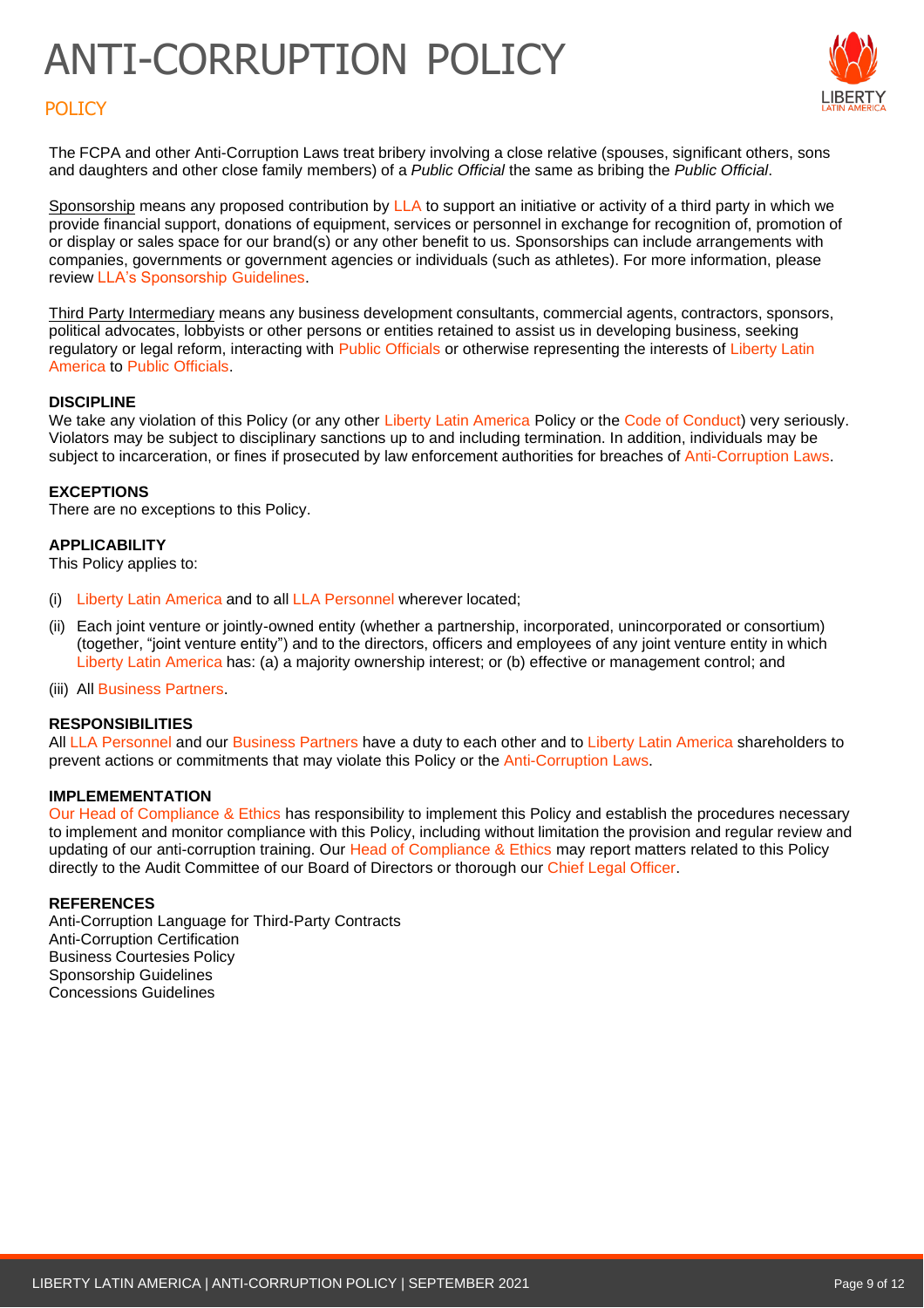# ANTI-CORRUPTION POLICY

## POLICY

The FCPA and other Anti-Corruption Laws treat bribery involving a close relative (spouses, significant others, sons and daughters and other close family members) of a *Public Official* the same as bribing the *Public Official*.

Sponsorship means any proposed contribution by LLA to support an initiative or activity of a third party in which we provide financial support, donations of equipment, services or personnel in exchange for recognition of, promotion of or display or sales space for our brand(s) or any other benefit to us. Sponsorships can include arrangements with companies, governments or government agencies or individuals (such as athletes). For more information, please review LLA's Sponsorship Guidelines.

Third Party Intermediary means any business development consultants, commercial agents, contractors, sponsors, political advocates, lobbyists or other persons or entities retained to assist us in developing business, seeking regulatory or legal reform, interacting with Public Officials or otherwise representing the interests of Liberty Latin America to Public Officials.

**DISCIPLINE**

We take any violation of this Policy (or any other Liberty Latin America Policy or the Code of Conduct) very seriously. Violators may be subject to disciplinary sanctions up to and including termination. In addition, individuals may be subject to incarceration, or fines if prosecuted by law enforcement authorities for breaches of Anti-Corruption Laws.

**EXCEPTIONS**

There are no exceptions to this Policy.

**APPLICABILITY**

This Policy applies to:

(i) Liberty Latin America and to all LLA Personnel wherever located;

(ii) Each joint venture or jointly-owned entity (whether a partnership, incorporated, unincorporated or consortium) (together, "joint venture entity") and to the directors, officers and employees of any joint venture entity in which Liberty Latin America has: (a) a majority ownership interest; or (b) effective or management control; and

(iii) All Business Partners.

**RESPONSIBILITIES**

All LLA Personnel and our Business Partners have a duty to each other and to Liberty Latin America shareholders to prevent actions or commitments that may violate this Policy or the Anti-Corruption Laws.

**IMPLEMEMENTATION**

Our Head of Compliance & Ethics has responsibility to implement this Policy and establish the procedures necessary to implement and monitor compliance with this Policy, including without limitation the provision and regular review and updating of our anti-corruption training. Our Head of Compliance & Ethics may report matters related to this Policy directly to the Audit Committee of our Board of Directors or thorough our Chief Legal Officer.

**REFERENCES**

Anti-Corruption Language for Third-Party Contracts
Anti-Corruption Certification
Business Courtesies Policy
Sponsorship Guidelines
Concessions Guidelines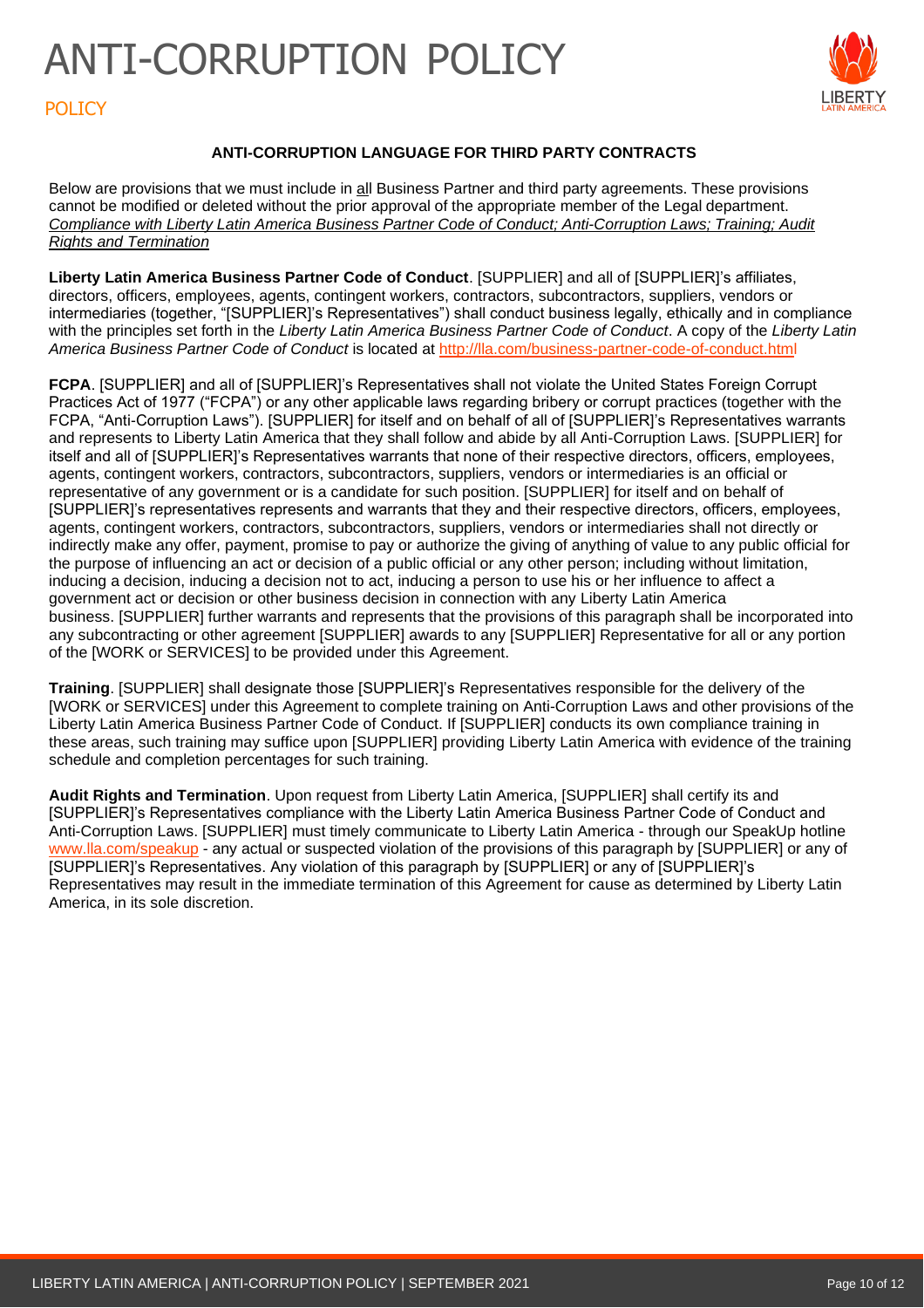# ANTI-CORRUPTION POLICY

POLICY

**ANTI-CORRUPTION LANGUAGE FOR THIRD PARTY CONTRACTS**

Below are provisions that we must include in all Business Partner and third party agreements. These provisions cannot be modified or deleted without the prior approval of the appropriate member of the Legal department.
*Compliance with Liberty Latin America Business Partner Code of Conduct; Anti-Corruption Laws; Training; Audit Rights and Termination*

**Liberty Latin America Business Partner Code of Conduct**. [SUPPLIER] and all of [SUPPLIER]'s affiliates, directors, officers, employees, agents, contingent workers, contractors, subcontractors, suppliers, vendors or intermediaries (together, "[SUPPLIER]'s Representatives") shall conduct business legally, ethically and in compliance with the principles set forth in the *Liberty Latin America Business Partner Code of Conduct*. A copy of the *Liberty Latin America Business Partner Code of Conduct* is located at http://lla.com/business-partner-code-of-conduct.html

**FCPA**. [SUPPLIER] and all of [SUPPLIER]'s Representatives shall not violate the United States Foreign Corrupt Practices Act of 1977 ("FCPA") or any other applicable laws regarding bribery or corrupt practices (together with the FCPA, "Anti-Corruption Laws"). [SUPPLIER] for itself and on behalf of all of [SUPPLIER]'s Representatives warrants and represents to Liberty Latin America that they shall follow and abide by all Anti-Corruption Laws. [SUPPLIER] for itself and all of [SUPPLIER]'s Representatives warrants that none of their respective directors, officers, employees, agents, contingent workers, contractors, subcontractors, suppliers, vendors or intermediaries is an official or representative of any government or is a candidate for such position. [SUPPLIER] for itself and on behalf of [SUPPLIER]'s representatives represents and warrants that they and their respective directors, officers, employees, agents, contingent workers, contractors, subcontractors, suppliers, vendors or intermediaries shall not directly or indirectly make any offer, payment, promise to pay or authorize the giving of anything of value to any public official for the purpose of influencing an act or decision of a public official or any other person; including without limitation, inducing a decision, inducing a decision not to act, inducing a person to use his or her influence to affect a government act or decision or other business decision in connection with any Liberty Latin America business. [SUPPLIER] further warrants and represents that the provisions of this paragraph shall be incorporated into any subcontracting or other agreement [SUPPLIER] awards to any [SUPPLIER] Representative for all or any portion of the [WORK or SERVICES] to be provided under this Agreement.

**Training**. [SUPPLIER] shall designate those [SUPPLIER]'s Representatives responsible for the delivery of the [WORK or SERVICES] under this Agreement to complete training on Anti-Corruption Laws and other provisions of the Liberty Latin America Business Partner Code of Conduct. If [SUPPLIER] conducts its own compliance training in these areas, such training may suffice upon [SUPPLIER] providing Liberty Latin America with evidence of the training schedule and completion percentages for such training.

**Audit Rights and Termination**. Upon request from Liberty Latin America, [SUPPLIER] shall certify its and [SUPPLIER]'s Representatives compliance with the Liberty Latin America Business Partner Code of Conduct and Anti-Corruption Laws. [SUPPLIER] must timely communicate to Liberty Latin America - through our SpeakUp hotline www.lla.com/speakup - any actual or suspected violation of the provisions of this paragraph by [SUPPLIER] or any of [SUPPLIER]'s Representatives. Any violation of this paragraph by [SUPPLIER] or any of [SUPPLIER]'s Representatives may result in the immediate termination of this Agreement for cause as determined by Liberty Latin America, in its sole discretion.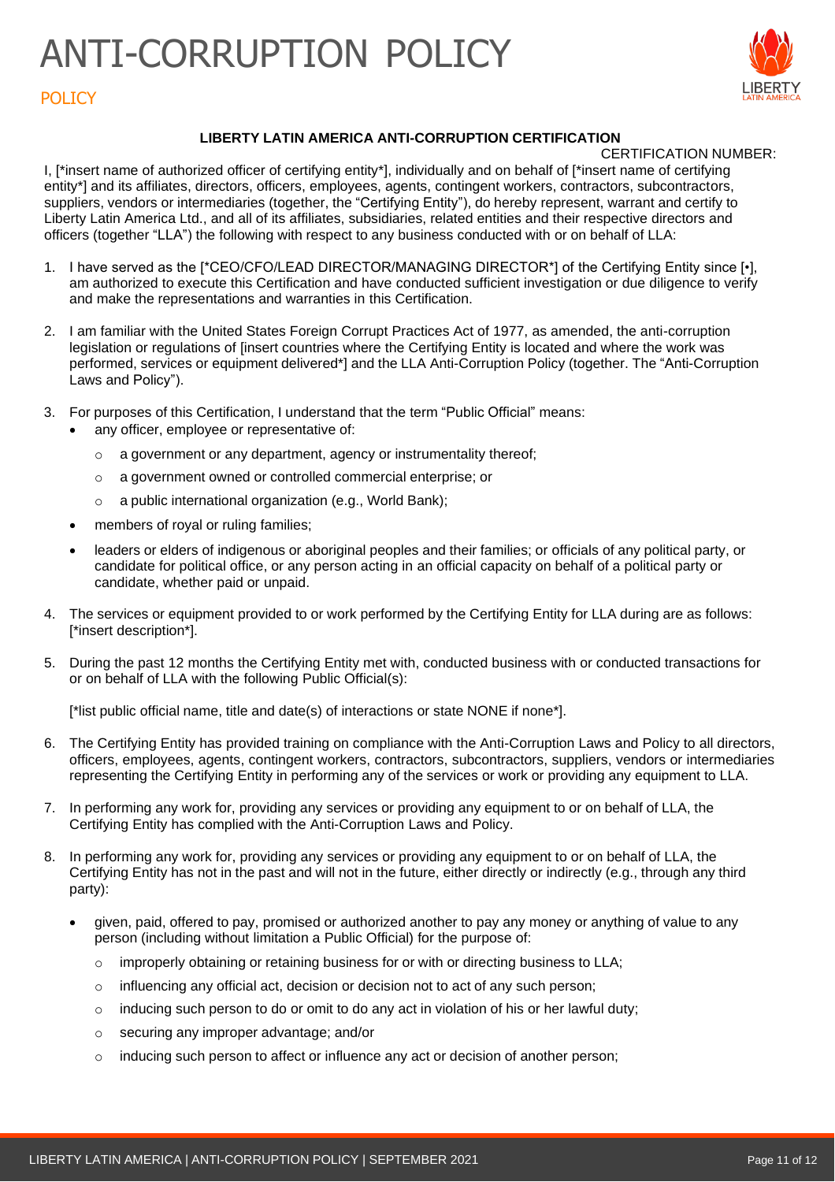# ANTI-CORRUPTION POLICY

POLICY

**LIBERTY LATIN AMERICA ANTI-CORRUPTION CERTIFICATION**

CERTIFICATION NUMBER:

I, [*insert name of authorized officer of certifying entity*], individually and on behalf of [*insert name of certifying entity*] and its affiliates, directors, officers, employees, agents, contingent workers, contractors, subcontractors, suppliers, vendors or intermediaries (together, the "Certifying Entity"), do hereby represent, warrant and certify to Liberty Latin America Ltd., and all of its affiliates, subsidiaries, related entities and their respective directors and officers (together "LLA") the following with respect to any business conducted with or on behalf of LLA:

1. I have served as the [*CEO/CFO/LEAD DIRECTOR/MANAGING DIRECTOR*] of the Certifying Entity since [•], am authorized to execute this Certification and have conducted sufficient investigation or due diligence to verify and make the representations and warranties in this Certification.

2. I am familiar with the United States Foreign Corrupt Practices Act of 1977, as amended, the anti-corruption legislation or regulations of [insert countries where the Certifying Entity is located and where the work was performed, services or equipment delivered*] and the LLA Anti-Corruption Policy (together. The "Anti-Corruption Laws and Policy").

3. For purposes of this Certification, I understand that the term "Public Official" means:
   - any officer, employee or representative of:
     - a government or any department, agency or instrumentality thereof;
     - a government owned or controlled commercial enterprise; or
     - a public international organization (e.g., World Bank);
   - members of royal or ruling families;
   - leaders or elders of indigenous or aboriginal peoples and their families; or officials of any political party, or candidate for political office, or any person acting in an official capacity on behalf of a political party or candidate, whether paid or unpaid.

4. The services or equipment provided to or work performed by the Certifying Entity for LLA during are as follows: [*insert description*].

5. During the past 12 months the Certifying Entity met with, conducted business with or conducted transactions for or on behalf of LLA with the following Public Official(s):

   [*list public official name, title and date(s) of interactions or state NONE if none*].

6. The Certifying Entity has provided training on compliance with the Anti-Corruption Laws and Policy to all directors, officers, employees, agents, contingent workers, contractors, subcontractors, suppliers, vendors or intermediaries representing the Certifying Entity in performing any of the services or work or providing any equipment to LLA.

7. In performing any work for, providing any services or providing any equipment to or on behalf of LLA, the Certifying Entity has complied with the Anti-Corruption Laws and Policy.

8. In performing any work for, providing any services or providing any equipment to or on behalf of LLA, the Certifying Entity has not in the past and will not in the future, either directly or indirectly (e.g., through any third party):
   - given, paid, offered to pay, promised or authorized another to pay any money or anything of value to any person (including without limitation a Public Official) for the purpose of:
     - improperly obtaining or retaining business for or with or directing business to LLA;
     - influencing any official act, decision or decision not to act of any such person;
     - inducing such person to do or omit to do any act in violation of his or her lawful duty;
     - securing any improper advantage; and/or
     - inducing such person to affect or influence any act or decision of another person;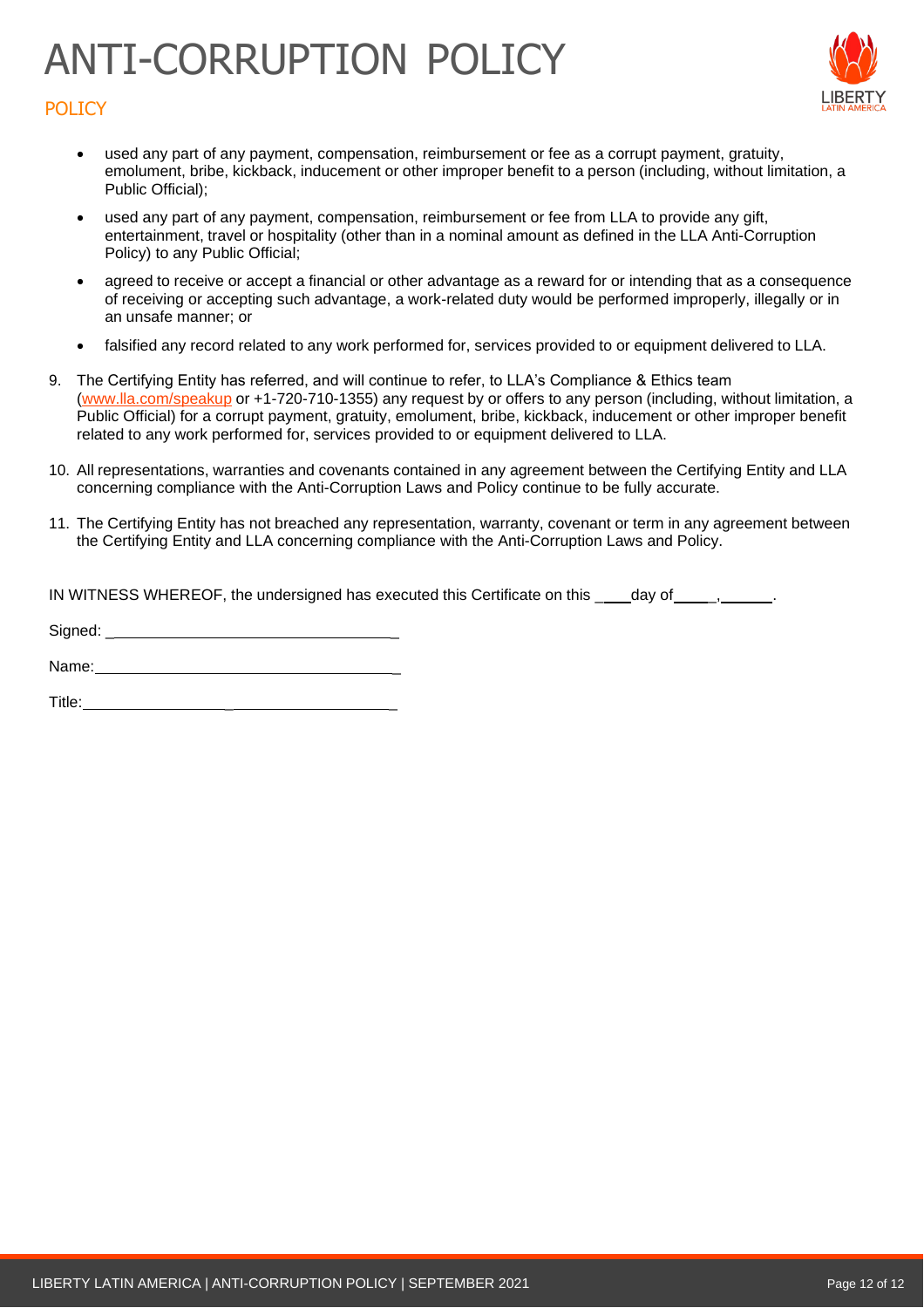# ANTI-CORRUPTION POLICY

## POLICY

- used any part of any payment, compensation, reimbursement or fee as a corrupt payment, gratuity, emolument, bribe, kickback, inducement or other improper benefit to a person (including, without limitation, a Public Official);
- used any part of any payment, compensation, reimbursement or fee from LLA to provide any gift, entertainment, travel or hospitality (other than in a nominal amount as defined in the LLA Anti-Corruption Policy) to any Public Official;
- agreed to receive or accept a financial or other advantage as a reward for or intending that as a consequence of receiving or accepting such advantage, a work-related duty would be performed improperly, illegally or in an unsafe manner; or
- falsified any record related to any work performed for, services provided to or equipment delivered to LLA.

9. The Certifying Entity has referred, and will continue to refer, to LLA's Compliance & Ethics team (www.lla.com/speakup or +1-720-710-1355) any request by or offers to any person (including, without limitation, a Public Official) for a corrupt payment, gratuity, emolument, bribe, kickback, inducement or other improper benefit related to any work performed for, services provided to or equipment delivered to LLA.

10. All representations, warranties and covenants contained in any agreement between the Certifying Entity and LLA concerning compliance with the Anti-Corruption Laws and Policy continue to be fully accurate.

11. The Certifying Entity has not breached any representation, warranty, covenant or term in any agreement between the Certifying Entity and LLA concerning compliance with the Anti-Corruption Laws and Policy.

IN WITNESS WHEREOF, the undersigned has executed this Certificate on this ____ day of _____, ______.

Signed: ____________________________________

Name: ____________________________________

Title: ____________________________________